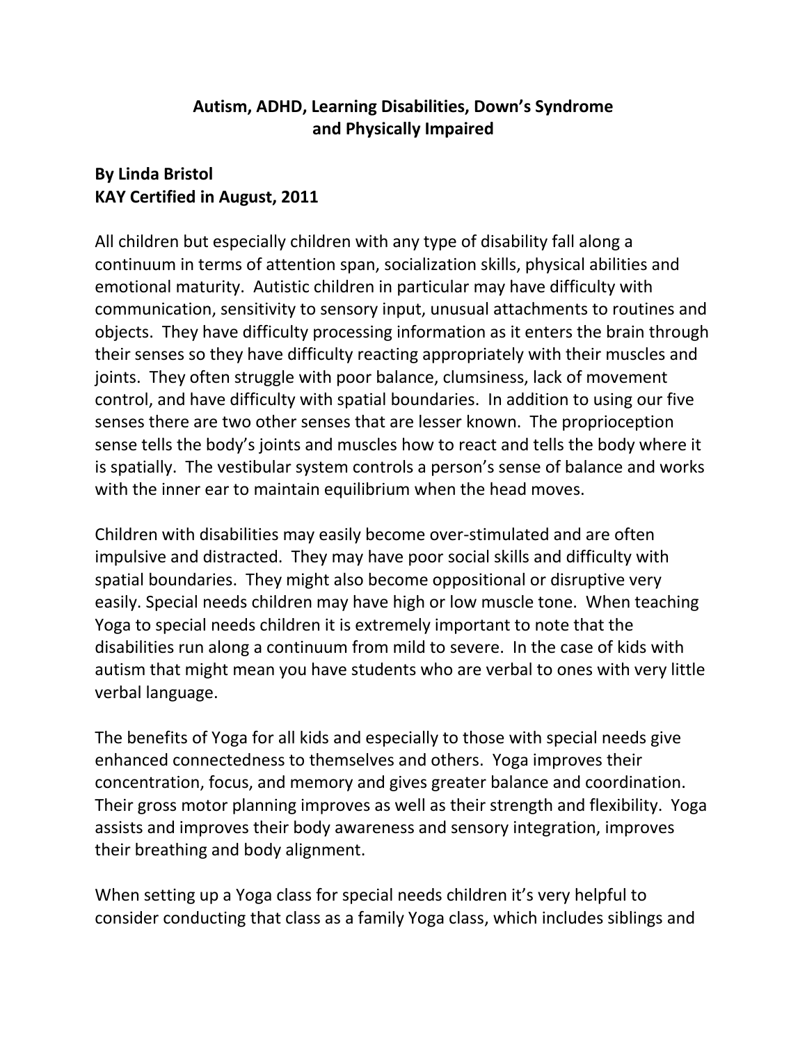# Autism, ADHD, Learning Disabilities, Down's Syndrome and Physically Impaired

**By Linda Bristol**
**KAY Certified in August, 2011**

All children but especially children with any type of disability fall along a continuum in terms of attention span, socialization skills, physical abilities and emotional maturity. Autistic children in particular may have difficulty with communication, sensitivity to sensory input, unusual attachments to routines and objects. They have difficulty processing information as it enters the brain through their senses so they have difficulty reacting appropriately with their muscles and joints. They often struggle with poor balance, clumsiness, lack of movement control, and have difficulty with spatial boundaries. In addition to using our five senses there are two other senses that are lesser known. The proprioception sense tells the body's joints and muscles how to react and tells the body where it is spatially. The vestibular system controls a person's sense of balance and works with the inner ear to maintain equilibrium when the head moves.

Children with disabilities may easily become over-stimulated and are often impulsive and distracted. They may have poor social skills and difficulty with spatial boundaries. They might also become oppositional or disruptive very easily. Special needs children may have high or low muscle tone. When teaching Yoga to special needs children it is extremely important to note that the disabilities run along a continuum from mild to severe. In the case of kids with autism that might mean you have students who are verbal to ones with very little verbal language.

The benefits of Yoga for all kids and especially to those with special needs give enhanced connectedness to themselves and others. Yoga improves their concentration, focus, and memory and gives greater balance and coordination. Their gross motor planning improves as well as their strength and flexibility. Yoga assists and improves their body awareness and sensory integration, improves their breathing and body alignment.

When setting up a Yoga class for special needs children it's very helpful to consider conducting that class as a family Yoga class, which includes siblings and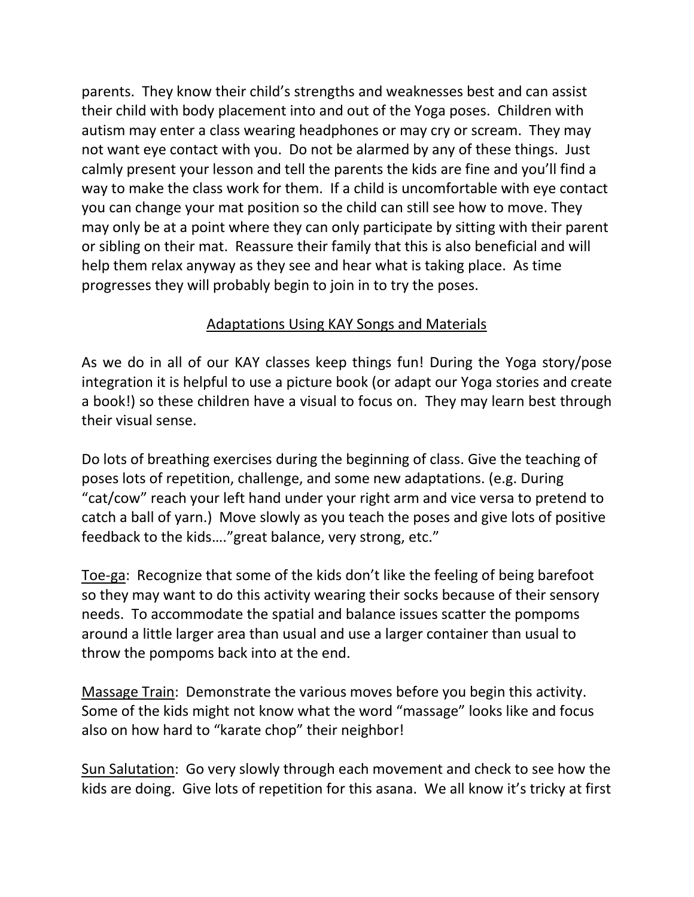parents. They know their child's strengths and weaknesses best and can assist their child with body placement into and out of the Yoga poses. Children with autism may enter a class wearing headphones or may cry or scream. They may not want eye contact with you. Do not be alarmed by any of these things. Just calmly present your lesson and tell the parents the kids are fine and you'll find a way to make the class work for them. If a child is uncomfortable with eye contact you can change your mat position so the child can still see how to move. They may only be at a point where they can only participate by sitting with their parent or sibling on their mat. Reassure their family that this is also beneficial and will help them relax anyway as they see and hear what is taking place. As time progresses they will probably begin to join in to try the poses.

## Adaptations Using KAY Songs and Materials

As we do in all of our KAY classes keep things fun! During the Yoga story/pose integration it is helpful to use a picture book (or adapt our Yoga stories and create a book!) so these children have a visual to focus on. They may learn best through their visual sense.

Do lots of breathing exercises during the beginning of class. Give the teaching of poses lots of repetition, challenge, and some new adaptations. (e.g. During "cat/cow" reach your left hand under your right arm and vice versa to pretend to catch a ball of yarn.) Move slowly as you teach the poses and give lots of positive feedback to the kids…."great balance, very strong, etc."

Toe-ga: Recognize that some of the kids don't like the feeling of being barefoot so they may want to do this activity wearing their socks because of their sensory needs. To accommodate the spatial and balance issues scatter the pompoms around a little larger area than usual and use a larger container than usual to throw the pompoms back into at the end.

Massage Train: Demonstrate the various moves before you begin this activity. Some of the kids might not know what the word "massage" looks like and focus also on how hard to "karate chop" their neighbor!

Sun Salutation: Go very slowly through each movement and check to see how the kids are doing. Give lots of repetition for this asana. We all know it's tricky at first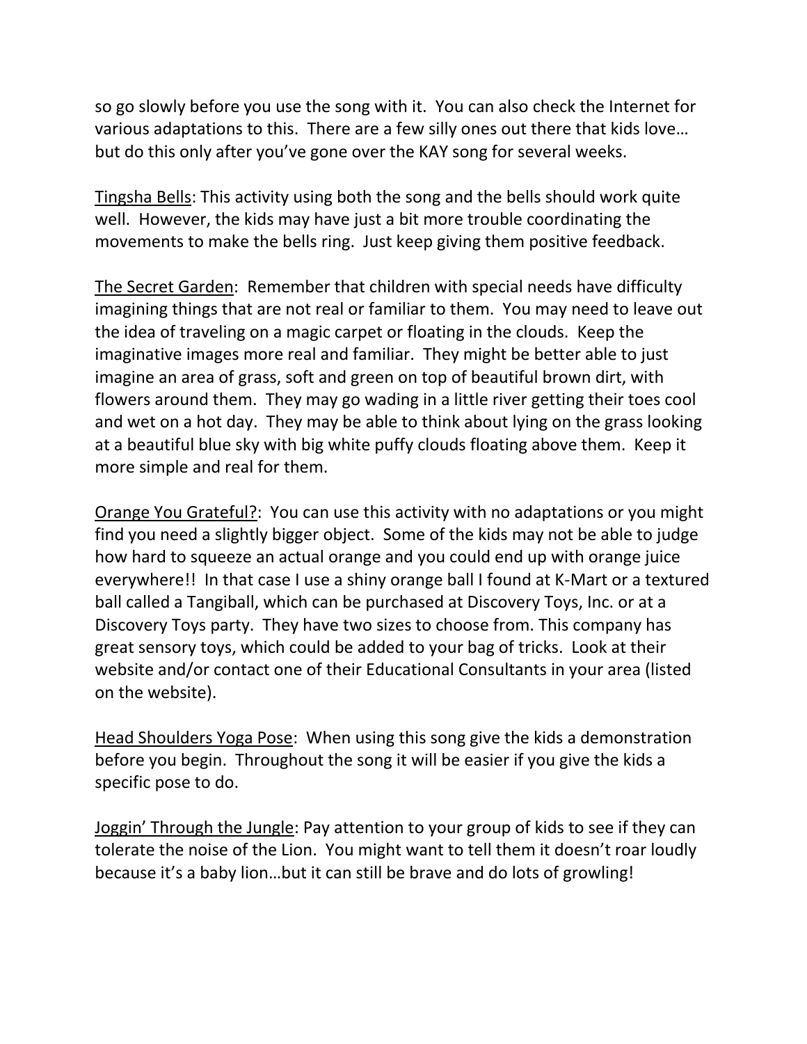so go slowly before you use the song with it. You can also check the Internet for various adaptations to this. There are a few silly ones out there that kids love… but do this only after you've gone over the KAY song for several weeks.

<u>Tingsha Bells</u>: This activity using both the song and the bells should work quite well. However, the kids may have just a bit more trouble coordinating the movements to make the bells ring. Just keep giving them positive feedback.

<u>The Secret Garden</u>: Remember that children with special needs have difficulty imagining things that are not real or familiar to them. You may need to leave out the idea of traveling on a magic carpet or floating in the clouds. Keep the imaginative images more real and familiar. They might be better able to just imagine an area of grass, soft and green on top of beautiful brown dirt, with flowers around them. They may go wading in a little river getting their toes cool and wet on a hot day. They may be able to think about lying on the grass looking at a beautiful blue sky with big white puffy clouds floating above them. Keep it more simple and real for them.

<u>Orange You Grateful?</u>: You can use this activity with no adaptations or you might find you need a slightly bigger object. Some of the kids may not be able to judge how hard to squeeze an actual orange and you could end up with orange juice everywhere!! In that case I use a shiny orange ball I found at K-Mart or a textured ball called a Tangiball, which can be purchased at Discovery Toys, Inc. or at a Discovery Toys party. They have two sizes to choose from. This company has great sensory toys, which could be added to your bag of tricks. Look at their website and/or contact one of their Educational Consultants in your area (listed on the website).

<u>Head Shoulders Yoga Pose</u>: When using this song give the kids a demonstration before you begin. Throughout the song it will be easier if you give the kids a specific pose to do.

<u>Joggin' Through the Jungle</u>: Pay attention to your group of kids to see if they can tolerate the noise of the Lion. You might want to tell them it doesn't roar loudly because it's a baby lion…but it can still be brave and do lots of growling!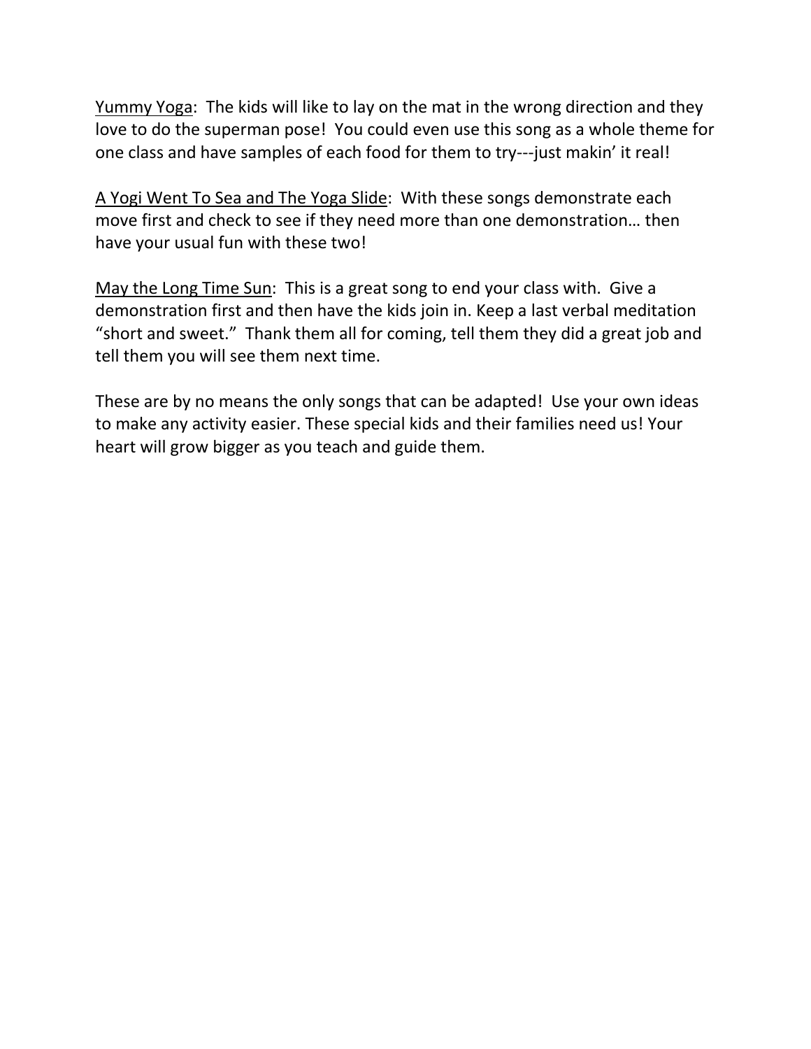<u>Yummy Yoga</u>: The kids will like to lay on the mat in the wrong direction and they love to do the superman pose! You could even use this song as a whole theme for one class and have samples of each food for them to try---just makin' it real!

<u>A Yogi Went To Sea and The Yoga Slide</u>: With these songs demonstrate each move first and check to see if they need more than one demonstration… then have your usual fun with these two!

<u>May the Long Time Sun</u>: This is a great song to end your class with. Give a demonstration first and then have the kids join in. Keep a last verbal meditation "short and sweet." Thank them all for coming, tell them they did a great job and tell them you will see them next time.

These are by no means the only songs that can be adapted! Use your own ideas to make any activity easier. These special kids and their families need us! Your heart will grow bigger as you teach and guide them.